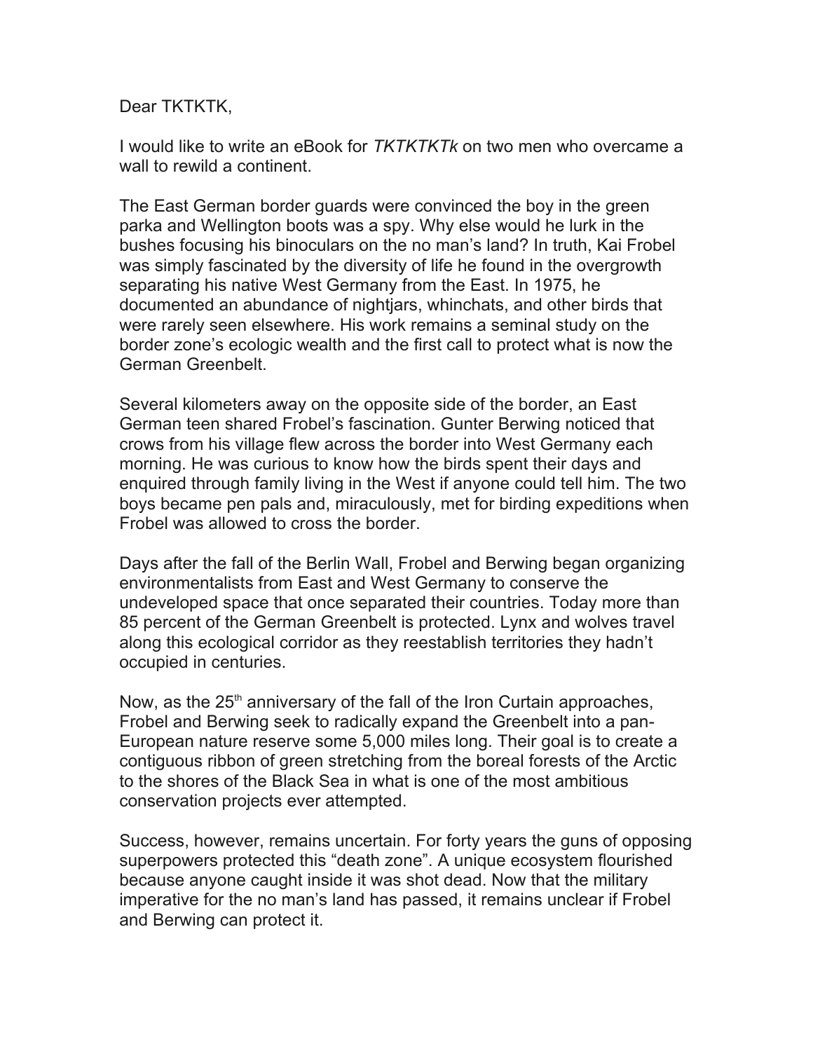Dear TKTKTK,

I would like to write an eBook for *TKTKTKTk* on two men who overcame a wall to rewild a continent.

The East German border guards were convinced the boy in the green parka and Wellington boots was a spy. Why else would he lurk in the bushes focusing his binoculars on the no man's land? In truth, Kai Frobel was simply fascinated by the diversity of life he found in the overgrowth separating his native West Germany from the East. In 1975, he documented an abundance of nightjars, whinchats, and other birds that were rarely seen elsewhere. His work remains a seminal study on the border zone's ecologic wealth and the first call to protect what is now the German Greenbelt.

Several kilometers away on the opposite side of the border, an East German teen shared Frobel's fascination. Gunter Berwing noticed that crows from his village flew across the border into West Germany each morning. He was curious to know how the birds spent their days and enquired through family living in the West if anyone could tell him. The two boys became pen pals and, miraculously, met for birding expeditions when Frobel was allowed to cross the border.

Days after the fall of the Berlin Wall, Frobel and Berwing began organizing environmentalists from East and West Germany to conserve the undeveloped space that once separated their countries. Today more than 85 percent of the German Greenbelt is protected. Lynx and wolves travel along this ecological corridor as they reestablish territories they hadn't occupied in centuries.

Now, as the 25th anniversary of the fall of the Iron Curtain approaches, Frobel and Berwing seek to radically expand the Greenbelt into a pan-European nature reserve some 5,000 miles long. Their goal is to create a contiguous ribbon of green stretching from the boreal forests of the Arctic to the shores of the Black Sea in what is one of the most ambitious conservation projects ever attempted.

Success, however, remains uncertain. For forty years the guns of opposing superpowers protected this "death zone". A unique ecosystem flourished because anyone caught inside it was shot dead. Now that the military imperative for the no man's land has passed, it remains unclear if Frobel and Berwing can protect it.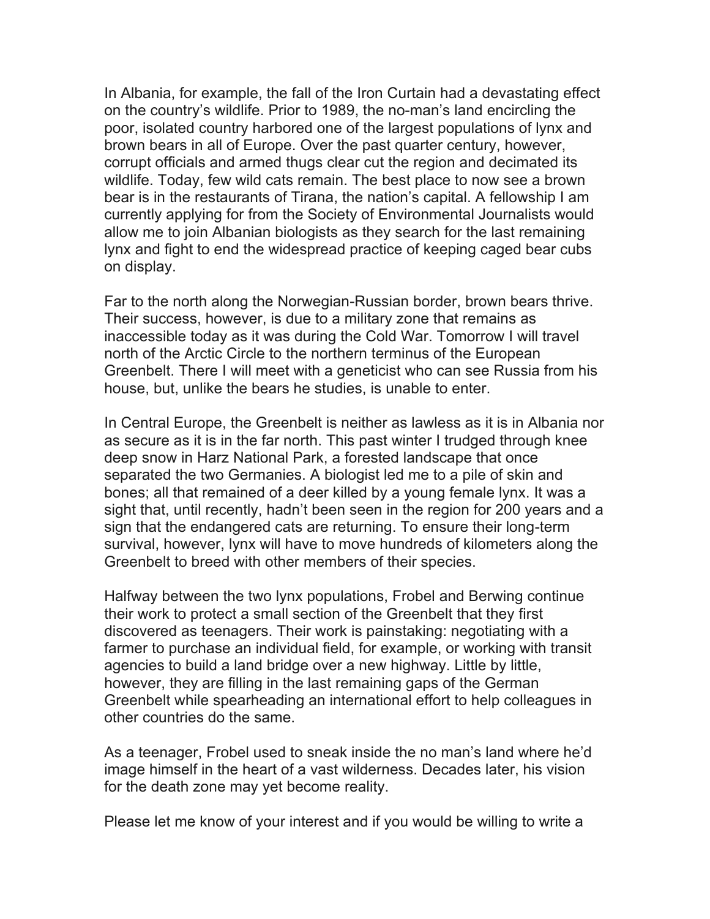In Albania, for example, the fall of the Iron Curtain had a devastating effect on the country's wildlife. Prior to 1989, the no-man's land encircling the poor, isolated country harbored one of the largest populations of lynx and brown bears in all of Europe. Over the past quarter century, however, corrupt officials and armed thugs clear cut the region and decimated its wildlife. Today, few wild cats remain. The best place to now see a brown bear is in the restaurants of Tirana, the nation's capital. A fellowship I am currently applying for from the Society of Environmental Journalists would allow me to join Albanian biologists as they search for the last remaining lynx and fight to end the widespread practice of keeping caged bear cubs on display.

Far to the north along the Norwegian-Russian border, brown bears thrive. Their success, however, is due to a military zone that remains as inaccessible today as it was during the Cold War. Tomorrow I will travel north of the Arctic Circle to the northern terminus of the European Greenbelt. There I will meet with a geneticist who can see Russia from his house, but, unlike the bears he studies, is unable to enter.

In Central Europe, the Greenbelt is neither as lawless as it is in Albania nor as secure as it is in the far north. This past winter I trudged through knee deep snow in Harz National Park, a forested landscape that once separated the two Germanies. A biologist led me to a pile of skin and bones; all that remained of a deer killed by a young female lynx. It was a sight that, until recently, hadn't been seen in the region for 200 years and a sign that the endangered cats are returning. To ensure their long-term survival, however, lynx will have to move hundreds of kilometers along the Greenbelt to breed with other members of their species.

Halfway between the two lynx populations, Frobel and Berwing continue their work to protect a small section of the Greenbelt that they first discovered as teenagers. Their work is painstaking: negotiating with a farmer to purchase an individual field, for example, or working with transit agencies to build a land bridge over a new highway. Little by little, however, they are filling in the last remaining gaps of the German Greenbelt while spearheading an international effort to help colleagues in other countries do the same.

As a teenager, Frobel used to sneak inside the no man's land where he'd image himself in the heart of a vast wilderness. Decades later, his vision for the death zone may yet become reality.

Please let me know of your interest and if you would be willing to write a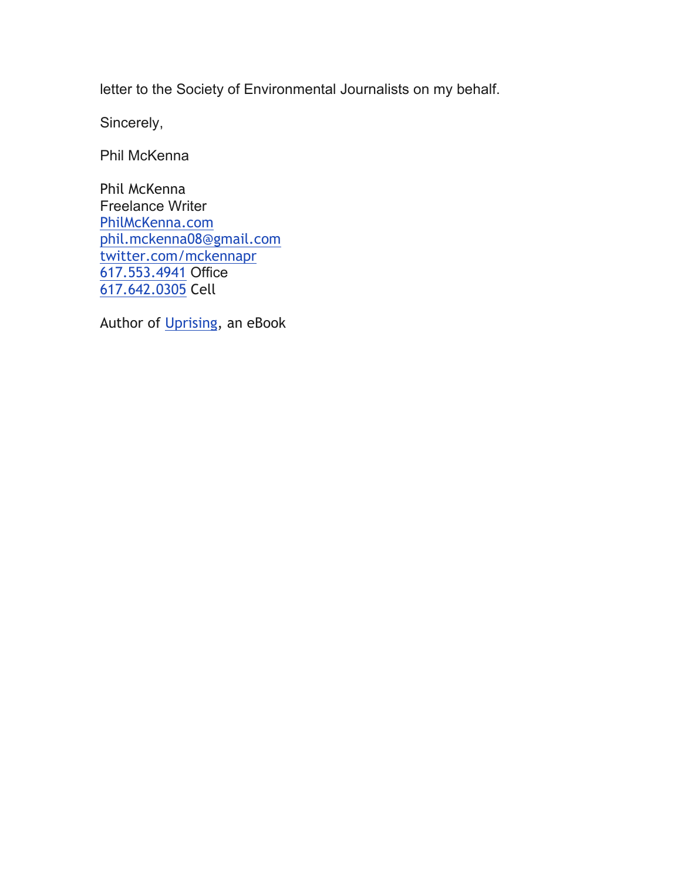letter to the Society of Environmental Journalists on my behalf.

Sincerely,

Phil McKenna

Phil McKenna
Freelance Writer
PhilMcKenna.com
phil.mckenna08@gmail.com
twitter.com/mckennapr
617.553.4941 Office
617.642.0305 Cell

Author of Uprising, an eBook